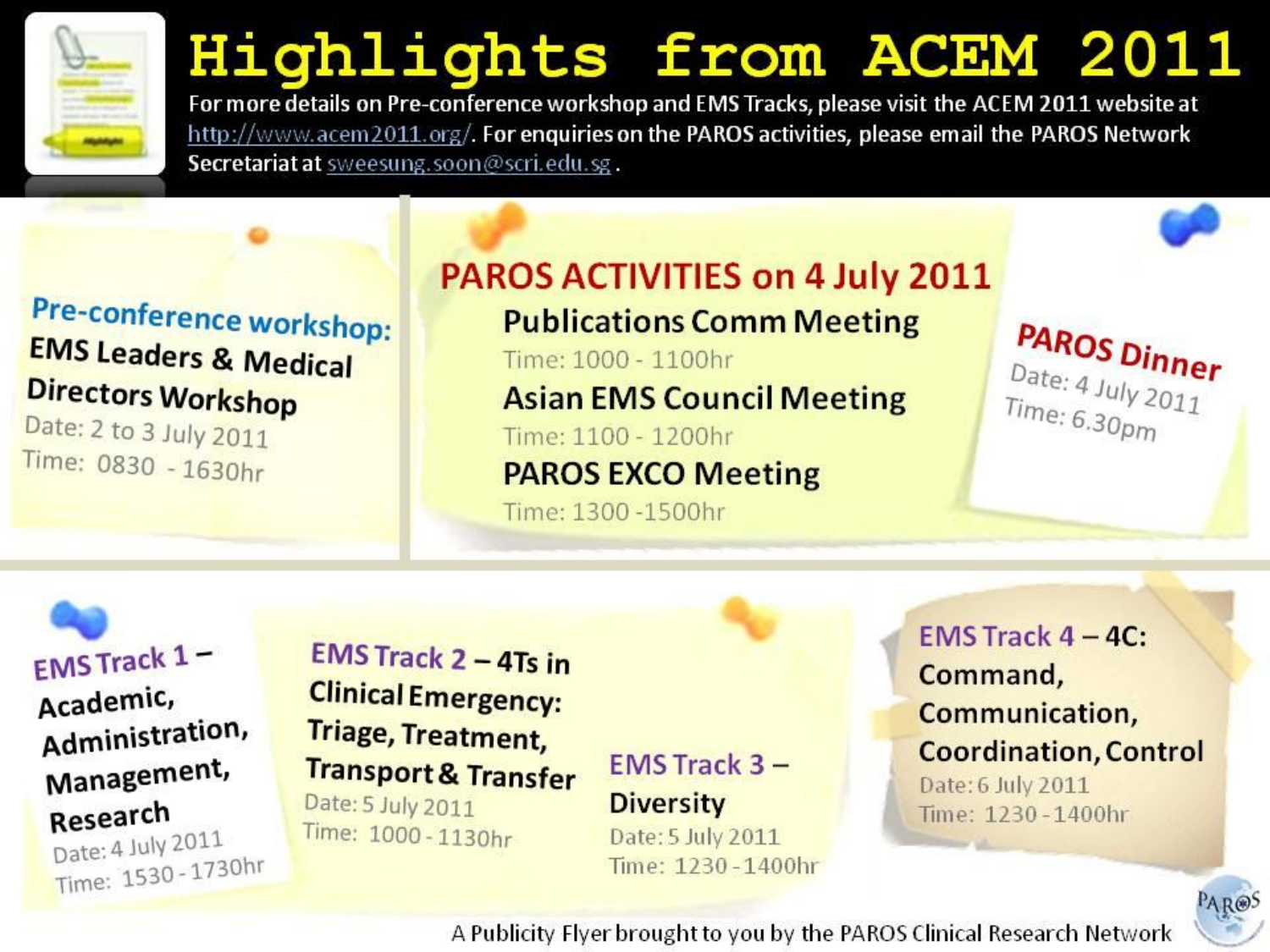# Highlights from ACEM 2011

For more details on Pre-conference workshop and EMS Tracks, please visit the ACEM 2011 website at http://www.acem2011.org/. For enquiries on the PAROS activities, please email the PAROS Network Secretariat at sweesung.soon@scri.edu.sg .

## Pre-conference workshop:

**EMS Leaders & Medical Directors Workshop**

Date: 2 to 3 July 2011

Time: 0830 - 1630hr

## PAROS ACTIVITIES on 4 July 2011

**Publications Comm Meeting**

Time: 1000 - 1100hr

**Asian EMS Council Meeting**

Time: 1100 - 1200hr

**PAROS EXCO Meeting**

Time: 1300 -1500hr

## PAROS Dinner

Date: 4 July 2011

Time: 6.30pm

## EMS Track 1 – Academic, Administration, Management, Research

Date: 4 July 2011

Time: 1530 - 1730hr

## EMS Track 2 – 4Ts in Clinical Emergency: Triage, Treatment, Transport & Transfer

Date: 5 July 2011

Time: 1000 - 1130hr

## EMS Track 3 – Diversity

Date: 5 July 2011

Time: 1230 - 1400hr

## EMS Track 4 – 4C: Command, Communication, Coordination, Control

Date: 6 July 2011

Time: 1230 - 1400hr

A Publicity Flyer brought to you by the PAROS Clinical Research Network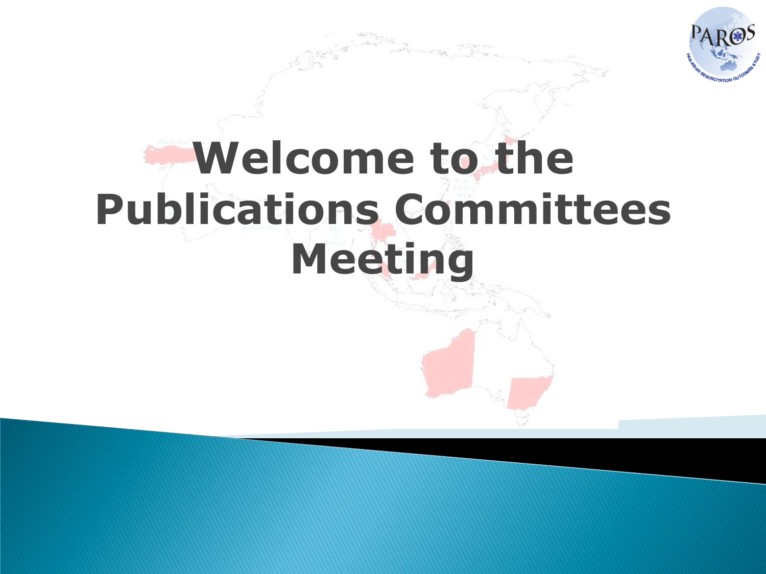# Welcome to the Publications Committees Meeting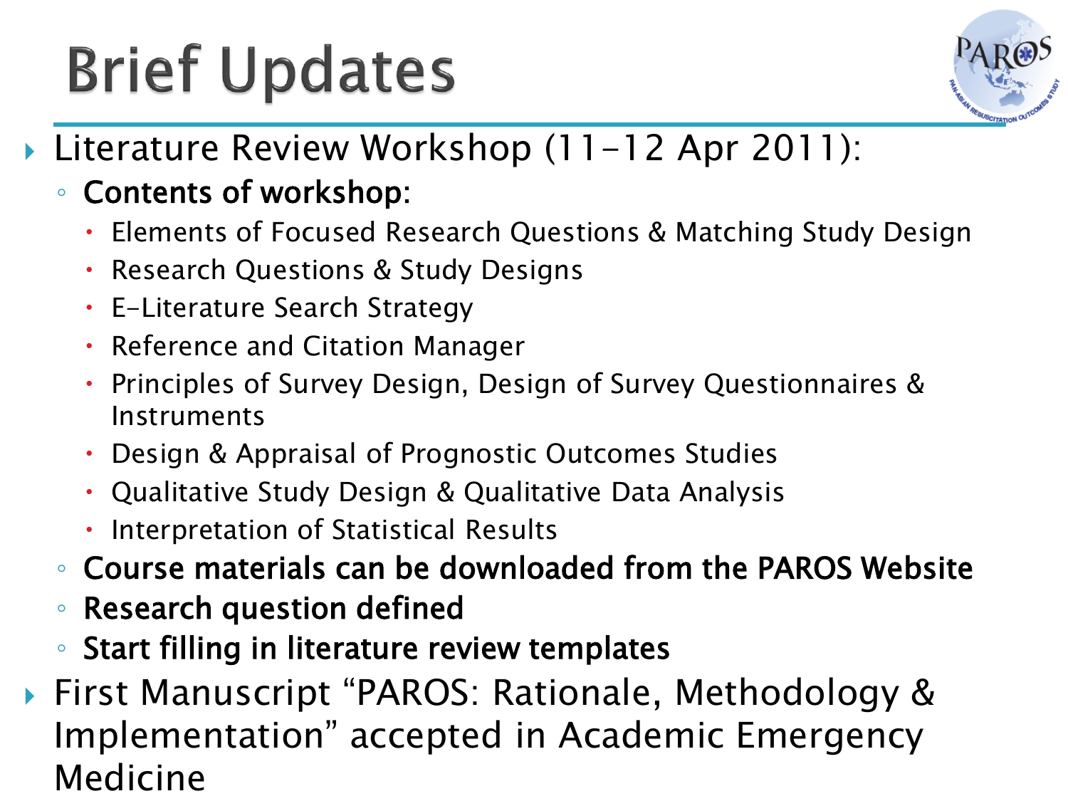# Brief Updates

- Literature Review Workshop (11-12 Apr 2011):
  - **Contents of workshop:**
    - Elements of Focused Research Questions & Matching Study Design
    - Research Questions & Study Designs
    - E-Literature Search Strategy
    - Reference and Citation Manager
    - Principles of Survey Design, Design of Survey Questionnaires & Instruments
    - Design & Appraisal of Prognostic Outcomes Studies
    - Qualitative Study Design & Qualitative Data Analysis
    - Interpretation of Statistical Results
  - **Course materials can be downloaded from the PAROS Website**
  - **Research question defined**
  - **Start filling in literature review templates**
- First Manuscript "PAROS: Rationale, Methodology & Implementation" accepted in Academic Emergency Medicine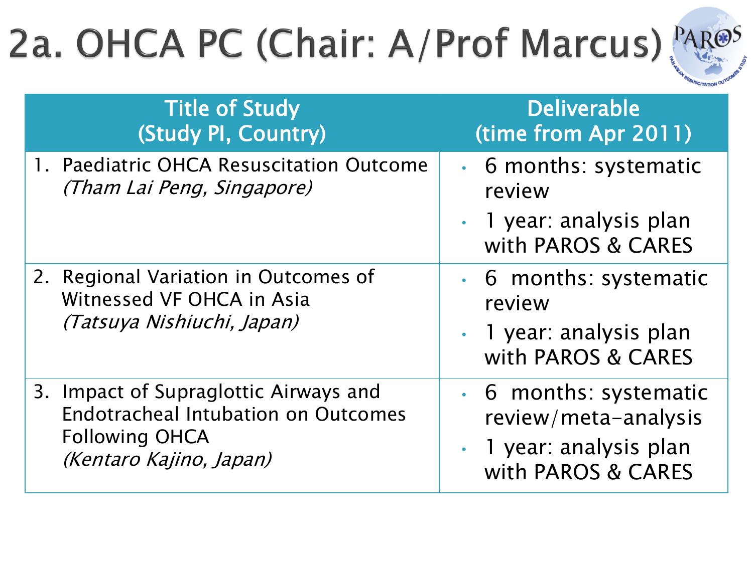# 2a. OHCA PC (Chair: A/Prof Marcus)

| Title of Study (Study PI, Country) | Deliverable (time from Apr 2011) |
| --- | --- |
| 1. Paediatric OHCA Resuscitation Outcome *(Tham Lai Peng, Singapore)* | • 6 months: systematic review<br>• 1 year: analysis plan with PAROS & CARES |
| 2. Regional Variation in Outcomes of Witnessed VF OHCA in Asia *(Tatsuya Nishiuchi, Japan)* | • 6 months: systematic review<br>• 1 year: analysis plan with PAROS & CARES |
| 3. Impact of Supraglottic Airways and Endotracheal Intubation on Outcomes Following OHCA *(Kentaro Kajino, Japan)* | • 6 months: systematic review/meta-analysis<br>• 1 year: analysis plan with PAROS & CARES |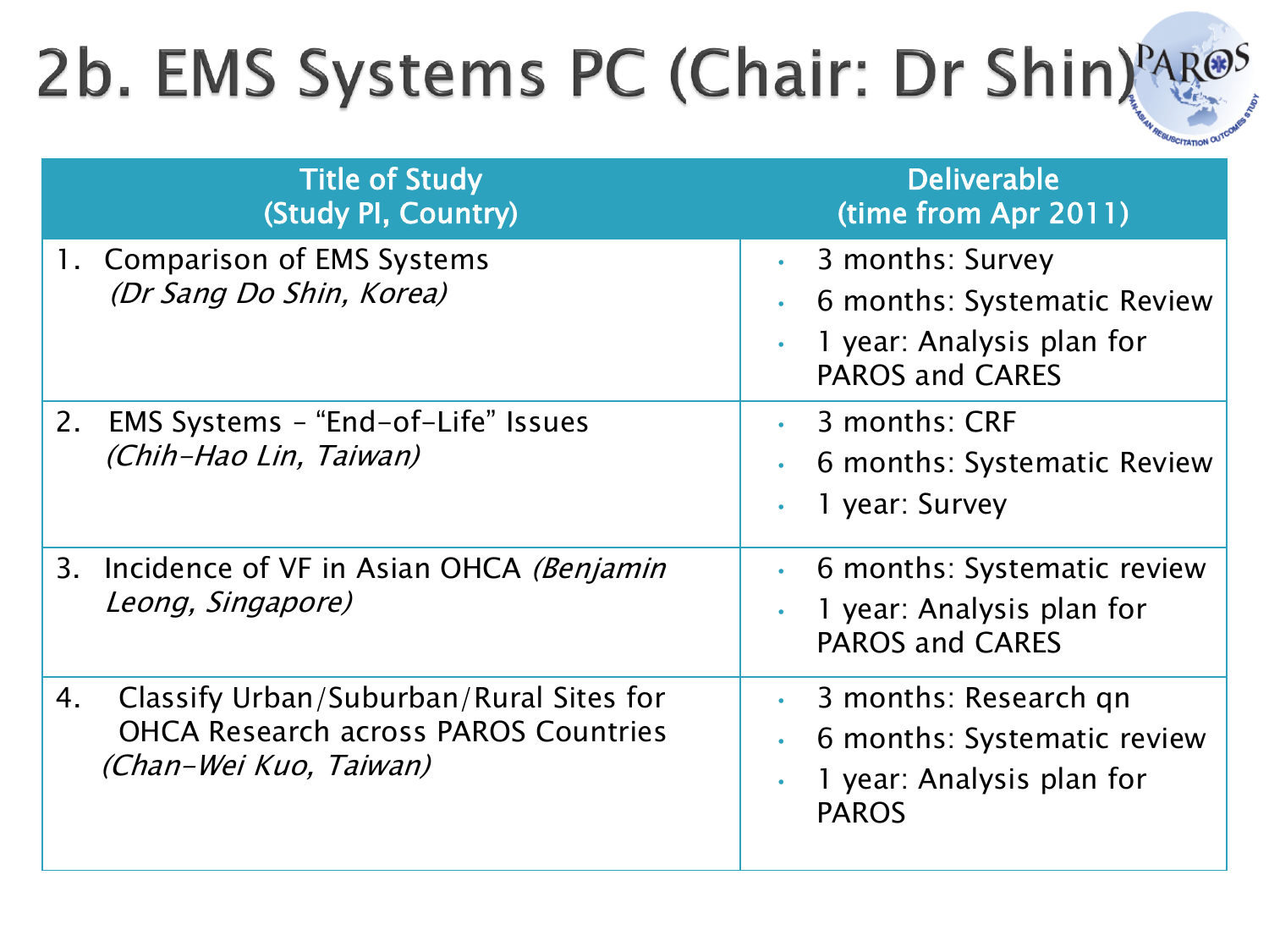# 2b. EMS Systems PC (Chair: Dr Shin)

| Title of Study (Study PI, Country) | Deliverable (time from Apr 2011) |
|---|---|
| 1. Comparison of EMS Systems *(Dr Sang Do Shin, Korea)* | • 3 months: Survey<br>• 6 months: Systematic Review<br>• 1 year: Analysis plan for PAROS and CARES |
| 2. EMS Systems – "End-of-Life" Issues *(Chih-Hao Lin, Taiwan)* | • 3 months: CRF<br>• 6 months: Systematic Review<br>• 1 year: Survey |
| 3. Incidence of VF in Asian OHCA *(Benjamin Leong, Singapore)* | • 6 months: Systematic review<br>• 1 year: Analysis plan for PAROS and CARES |
| 4. Classify Urban/Suburban/Rural Sites for OHCA Research across PAROS Countries *(Chan-Wei Kuo, Taiwan)* | • 3 months: Research qn<br>• 6 months: Systematic review<br>• 1 year: Analysis plan for PAROS |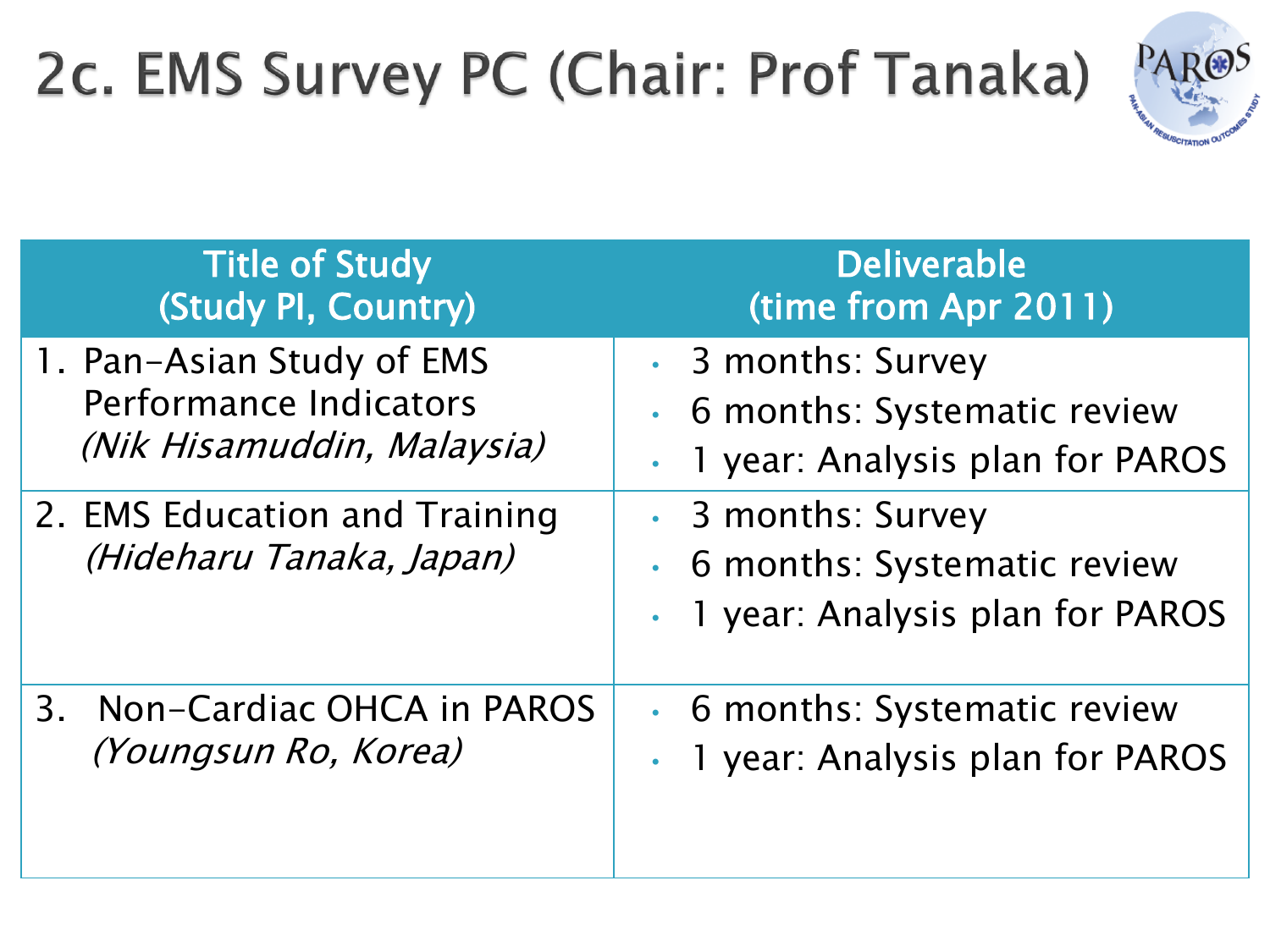# 2c. EMS Survey PC (Chair: Prof Tanaka)

| Title of Study (Study PI, Country) | Deliverable (time from Apr 2011) |
|---|---|
| 1. Pan-Asian Study of EMS Performance Indicators *(Nik Hisamuddin, Malaysia)* | • 3 months: Survey<br>• 6 months: Systematic review<br>• 1 year: Analysis plan for PAROS |
| 2. EMS Education and Training *(Hideharu Tanaka, Japan)* | • 3 months: Survey<br>• 6 months: Systematic review<br>• 1 year: Analysis plan for PAROS |
| 3. Non-Cardiac OHCA in PAROS *(Youngsun Ro, Korea)* | • 6 months: Systematic review<br>• 1 year: Analysis plan for PAROS |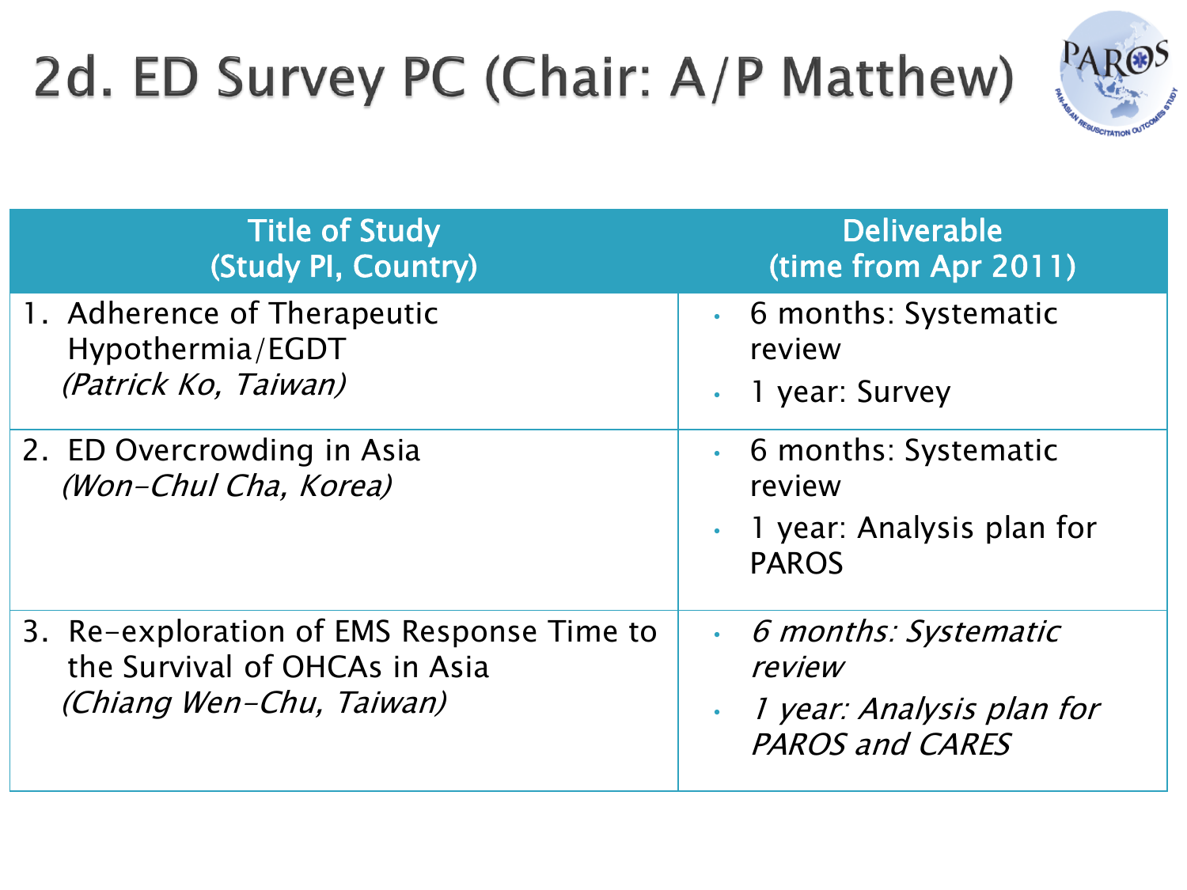# 2d. ED Survey PC (Chair: A/P Matthew)

| Title of Study (Study PI, Country) | Deliverable (time from Apr 2011) |
|---|---|
| 1. Adherence of Therapeutic Hypothermia/EGDT *(Patrick Ko, Taiwan)* | • 6 months: Systematic review<br>• 1 year: Survey |
| 2. ED Overcrowding in Asia *(Won-Chul Cha, Korea)* | • 6 months: Systematic review<br>• 1 year: Analysis plan for PAROS |
| 3. Re-exploration of EMS Response Time to the Survival of OHCAs in Asia *(Chiang Wen-Chu, Taiwan)* | • *6 months: Systematic review*<br>• *1 year: Analysis plan for PAROS and CARES* |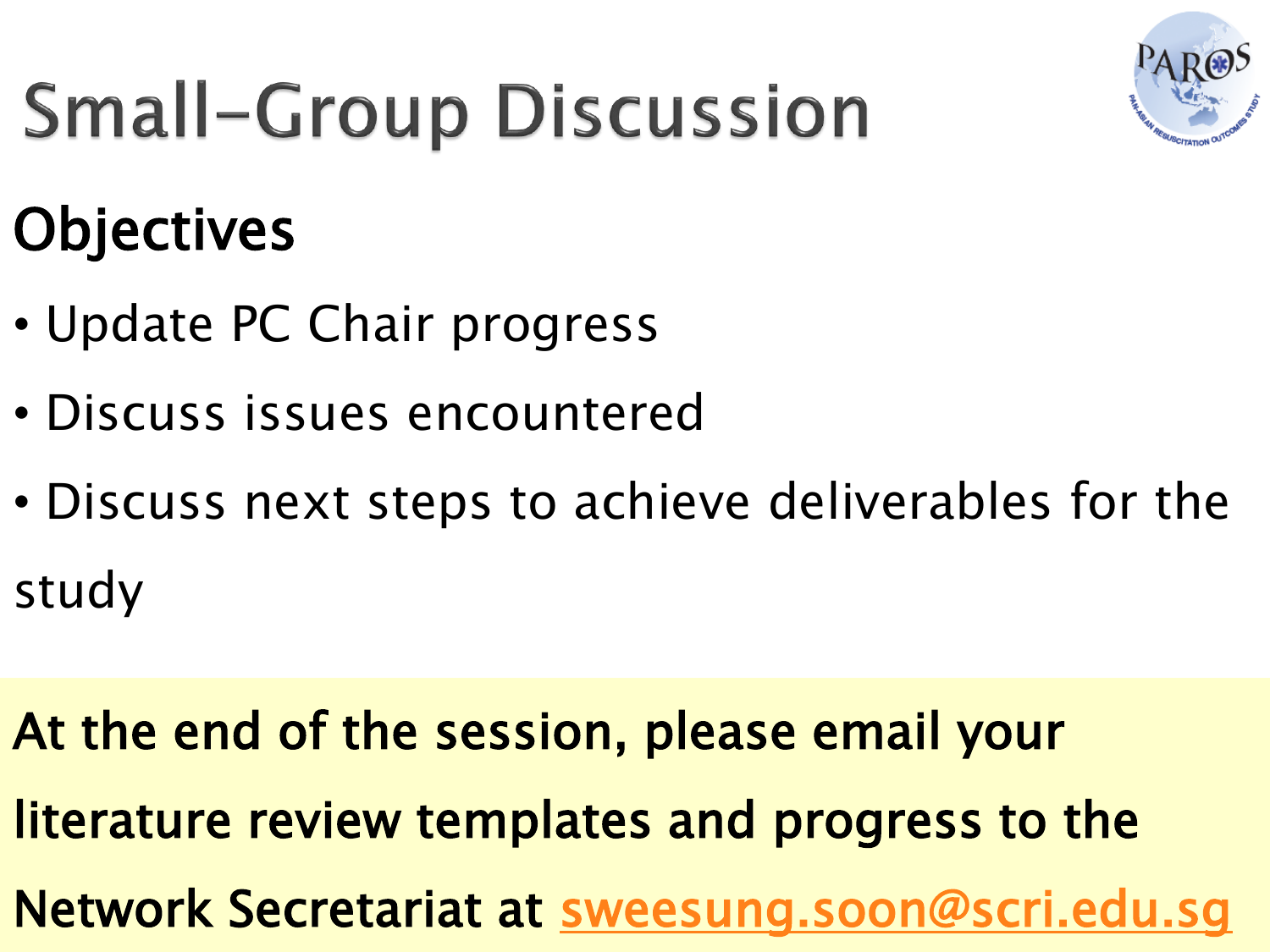# Small-Group Discussion

## Objectives

- Update PC Chair progress
- Discuss issues encountered
- Discuss next steps to achieve deliverables for the study

**At the end of the session, please email your literature review templates and progress to the Network Secretariat at sweesung.soon@scri.edu.sg**